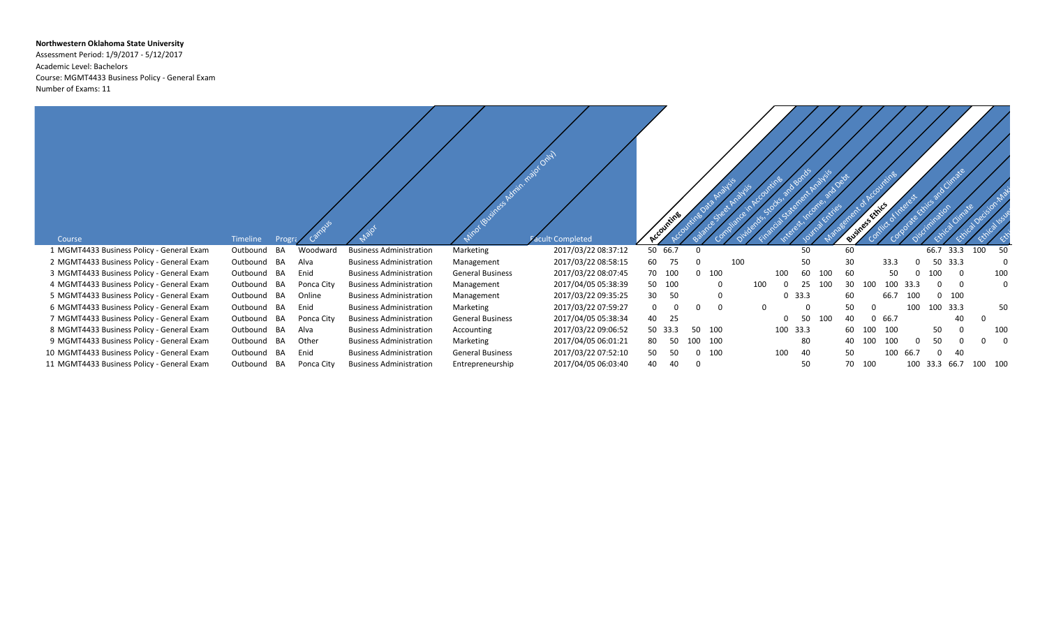**Northwestern Oklahoma State University**
Assessment Period: 1/9/2017 - 5/12/2017
Academic Level: Bachelors
Course: MGMT4433 Business Policy - General Exam
Number of Exams: 11

| | Course | Timeline | Progra | Campus | Major | Minor (Business Admin. major Only) | Facult | Completed | Accounting | Accounting Data Analysis | Balance Sheet Analysis | Compliance in Accounting | Dividends, Stocks, and Bonds | Financial Statement Analysis | Interest, Income, and Debt | Journal Entries | Management of Accounting | Business Ethics | Conflict of Interest | Corporate Ethics and Climate | Discrimination | Ethical Climate | Ethical Decision-Maki | Ethical Issue | Eth |
|---|---|---|---|---|---|---|---|---|---|---|---|---|---|---|---|---|---|---|---|---|---|---|---|---|---|
| 1 | MGMT4433 Business Policy - General Exam | Outbound | BA | Woodward | Business Administration | Marketing | | 2017/03/22 08:37:12 | 50 | 66.7 | 0 | | | | | 50 | | 60 | | | | 66.7 | 33.3 | 100 | 50 |
| 2 | MGMT4433 Business Policy - General Exam | Outbound | BA | Alva | Business Administration | Management | | 2017/03/22 08:58:15 | 60 | 75 | 0 | | 100 | | | 50 | | 30 | | 33.3 | 0 | 50 | 33.3 | | 0 |
| 3 | MGMT4433 Business Policy - General Exam | Outbound | BA | Enid | Business Administration | General Business | | 2017/03/22 08:07:45 | 70 | 100 | 0 | 100 | | | 100 | 60 | 100 | 60 | | 50 | 0 | 100 | 0 | | 100 |
| 4 | MGMT4433 Business Policy - General Exam | Outbound | BA | Ponca City | Business Administration | Management | | 2017/04/05 05:38:39 | 50 | 100 | | 0 | | 100 | 0 | 25 | 100 | 30 | 100 | 100 | 33.3 | 0 | 0 | | 0 |
| 5 | MGMT4433 Business Policy - General Exam | Outbound | BA | Online | Business Administration | Management | | 2017/03/22 09:35:25 | 30 | 50 | | 0 | | | 0 | 33.3 | | 60 | | 66.7 | 100 | 0 | 100 | | |
| 6 | MGMT4433 Business Policy - General Exam | Outbound | BA | Enid | Business Administration | Marketing | | 2017/03/22 07:59:27 | 0 | 0 | 0 | 0 | | 0 | | 0 | | 50 | 0 | | 100 | 100 | 33.3 | | 50 |
| 7 | MGMT4433 Business Policy - General Exam | Outbound | BA | Ponca City | Business Administration | General Business | | 2017/04/05 05:38:34 | 40 | 25 | | | | | 0 | 50 | 100 | 40 | 0 | 66.7 | | | 40 | 0 | |
| 8 | MGMT4433 Business Policy - General Exam | Outbound | BA | Alva | Business Administration | Accounting | | 2017/03/22 09:06:52 | 50 | 33.3 | 50 | 100 | | | 100 | 33.3 | | 60 | 100 | 100 | | 50 | 0 | | 100 |
| 9 | MGMT4433 Business Policy - General Exam | Outbound | BA | Other | Business Administration | Marketing | | 2017/04/05 06:01:21 | 80 | 50 | 100 | 100 | | | | 80 | | 40 | 100 | 100 | 0 | 50 | 0 | 0 | 0 |
| 10 | MGMT4433 Business Policy - General Exam | Outbound | BA | Enid | Business Administration | General Business | | 2017/03/22 07:52:10 | 50 | 50 | 0 | 100 | | | 100 | 40 | | 50 | | 100 | 66.7 | 0 | 40 | | |
| 11 | MGMT4433 Business Policy - General Exam | Outbound | BA | Ponca City | Business Administration | Entrepreneurship | | 2017/04/05 06:03:40 | 40 | 40 | 0 | | | | | 50 | | 70 | 100 | 100 | 33.3 | 66.7 | | 100 | 100 |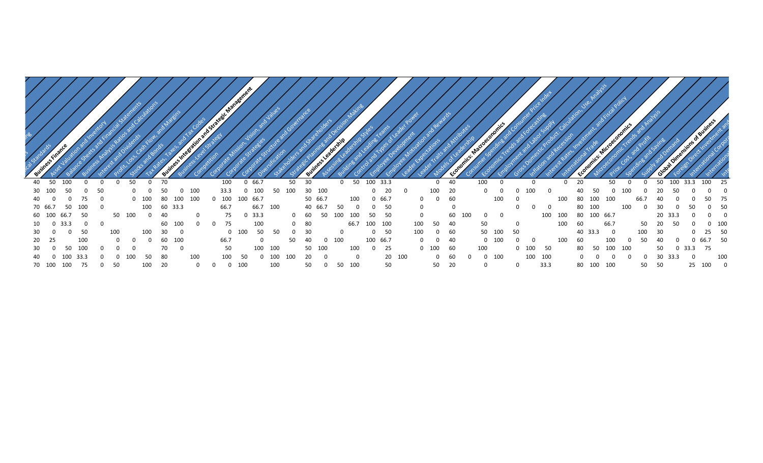| ing | s | cal Standards | **Business Finance** | Asset Valuation and Inventory | Balance Sheets and Financial Statements | Business Analysis Ratios and Calculations | Interest and Dividends | Profit, Loss, Cash Flow, and Margins | Stocks and Bonds | Tax Rates, Taxes, and Tax Codes | **Business Integration and Strategic Management** | Business-Level Strategy | Competition | Corporate Mission, Vision, and Values | Corporate Strategies | Corporate Structure and Governance | Diversification | Stakeholders and Shareholders | Strategic Planning and Decision-Making | **Business Leadership** | Assessing Leadership Styles | Building and Leading Teams | Control and Types of Leader Power | Employee Development | Employee Motivation and Rewards | Leader Expectations | Leader Traits and Attributes | Models of Leadership | | **Economics: Macroeconomics** | Consumer Spending and Consumer Price Index | Economics Trends and Forecasting | Employment and Labor Supply | Gross Domestic Product: Calculation, Use, Analysis | Inflation and Recession | Interest Rates, Investment, and Fiscal Policy | International Trade | **Economics: Microeconomics** | Microeconomic Trends and Analysis | Price, Cost, and Profit | Spending and Saving | Supply and Demand | **Global Dimensions of Business** | Foreign Direct Investment and | International Corpora | International | Inte |
|---|---|---|---|---|---|---|---|---|---|---|---|---|---|---|---|---|---|---|---|---|---|---|---|---|---|---|---|---|---|---|---|---|---|---|---|---|---|---|---|---|---|---|---|---|---|---|---|
| | | | 40 | 50 | 100 | 0 | 0 | 0 | 50 | 0 | 70 | | | | 100 | 0 | 66.7 | | 50 | 30 | | | 0 | 50 | 100 | 33.3 | | | 0 | 40 | | 100 | 0 | | 0 | | 0 | 20 | | 50 | 0 | 0 | 50 | 100 | 33.3 | 100 | 25 |
| | | | 30 | 100 | 50 | 0 | 50 | | 0 | 0 | 50 | 0 | 100 | | 33.3 | 0 | 100 | 50 | 100 | 30 | 100 | | | | 0 | 20 | 0 | | 100 | 20 | | 0 | 0 | 0 | 100 | 0 | | 40 | 50 | 0 | 100 | 0 | 20 | 50 | 0 | 0 | 0 |
| | | | 40 | 0 | 0 | 75 | 0 | | 0 | 100 | 80 | 100 | 100 | 0 | 100 | 100 | 66.7 | | | 50 | 66.7 | | | 100 | 0 | 66.7 | | 0 | 0 | 60 | | | 100 | 0 | | | 100 | 80 | 100 | 100 | | 66.7 | 40 | 0 | 0 | 50 | 75 |
| | | | 70 | 66.7 | 50 | 100 | 0 | | | 100 | 60 | 33.3 | | | 66.7 | | 66.7 | 100 | | 40 | 66.7 | 50 | 0 | | 0 | 50 | | 0 | | 0 | | | | 0 | 0 | 0 | | 80 | 100 | | 100 | 0 | 30 | 0 | 50 | 0 | 50 |
| | | | 60 | 100 | 66.7 | 50 | | 50 | 100 | 0 | 40 | | 0 | | 75 | 0 | 33.3 | | 0 | 60 | | 50 | 100 | 100 | 50 | 50 | | 0 | | 60 | 100 | 0 | 0 | | | 100 | 100 | 80 | 100 | 66.7 | | | 20 | 33.3 | 0 | 0 | 0 |
| | | | 10 | 0 | 33.3 | 0 | 0 | | | | 60 | 100 | 0 | 0 | 75 | | 100 | | 0 | 80 | | | | 66.7 | 100 | 100 | | 100 | 50 | 40 | | 50 | | 0 | | | 100 | 60 | | 66.7 | | 50 | 20 | 50 | 0 | 0 | 100 |
| | | | 30 | 0 | 0 | 50 | | 100 | | 100 | 30 | 0 | | | 0 | 100 | 50 | 50 | 0 | 30 | | | 0 | | 0 | 50 | | 100 | 0 | 60 | | 50 | 100 | 50 | | | | 40 | 33.3 | 0 | | 100 | 30 | | 0 | 25 | 50 |
| | | | 20 | 25 | | 100 | 0 | 0 | 0 | | 60 | 100 | | | 66.7 | | 0 | | 50 | 40 | | 0 | 100 | | 100 | 66.7 | | 0 | 0 | 40 | | 0 | 100 | 0 | 0 | | 100 | 60 | | 100 | 0 | 50 | 40 | 0 | 0 | 66.7 | 50 |
| | | | 30 | 0 | 50 | 100 | 0 | 0 | 0 | | 70 | 0 | | | 50 | | 100 | 100 | | 50 | 100 | | | 100 | 0 | 25 | | 0 | 100 | 60 | | 100 | | 0 | 100 | 50 | | 80 | 50 | 100 | 100 | | 50 | 0 | 33.3 | 75 | |
| | | | 40 | 0 | 100 | 33.3 | 0 | 0 | 100 | 50 | 80 | | 100 | | 100 | 50 | 0 | 100 | 100 | 20 | 0 | | | 0 | | 20 | 100 | | 0 | 60 | 0 | 0 | 100 | | 100 | 100 | | 0 | 0 | 0 | 0 | 0 | 30 | 33.3 | | | 100 |
| | | | 70 | 100 | 100 | 75 | 0 | 50 | | 100 | 20 | | 0 | 0 | 0 | 100 | | 100 | | 50 | | 0 | 50 | 100 | | 50 | | | 50 | 20 | | 0 | | 0 | | 33.3 | | 80 | 100 | 100 | | 50 | 50 | | 25 | 100 | 0 |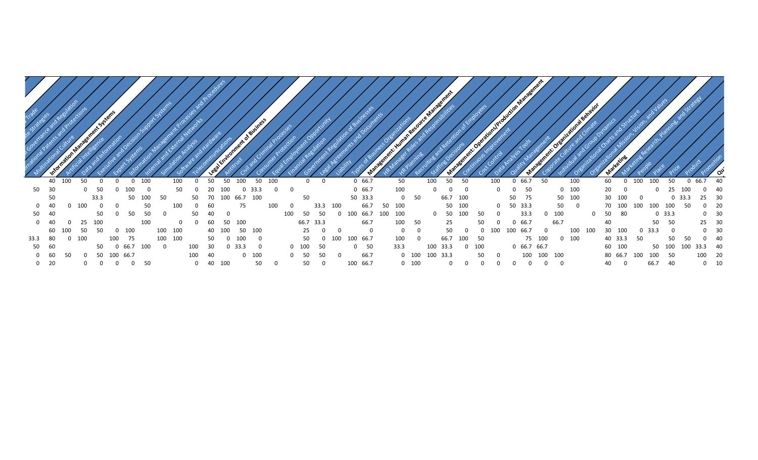| Multinational Culture | Information Management Systems | Artificial Intelligence | Data and Information | Executive and Decision-Support Systems | Expert Systems | Information Management Processes and Procedures | Internal and External Networks | Simulation Analysis | Software and Hardware | Telecommunications | Legal Environment of Business | Antitrust | Civil and Criminal Processes | Consumer Protection | Equal Employment Opportunity | Financial Regulation | Government Regulation of Businesses | Legal Agreements and Documents | Liability | Types of Business Organizations | Management: Human Resource Management | HR Manager Roles and Responsibilities | HR Planning | Recruiting and Retention of Employees | Staffing Decisions | Management: Operations/Production Management | Continuous Improvement | Cost Control | Data Analysis Tools | Quality Management | Management: Organizational Behavior | Corporate Culture and Climate | Individual and Group Dynamics | Organizational Charts and Structure | Organizational Mission, Vision, and Values | Marketing | Marketing Research, Planning, and Strategy | People | Place | Price | Product | Promotion | Qu... |
|---|---|---|---|---|---|---|---|---|---|---|---|---|---|---|---|---|---|---|---|---|---|---|---|---|---|---|---|---|---|---|---|---|---|---|---|---|---|---|---|---|---|---|---|
| | 40 | 100 | 50 | 0 | 0 | 0 | 100 | | 100 | 0 | 50 | 50 | 100 | 50 | 100 | | 0 | 0 | | 0 | 66.7 | | 50 | | 100 | 50 | 50 | | 100 | 0 | 66.7 | 50 | | 100 | | 60 | 0 | 100 | 100 | 50 | 0 | 66.7 | 40 |
| 50 | 30 | | 0 | 50 | 0 | 100 | 0 | | 50 | 0 | 20 | 100 | 0 | 33.3 | 0 | 0 | | | | 0 | 66.7 | | 100 | | 0 | 0 | 0 | | 0 | 0 | 50 | | 0 | 100 | | 20 | 0 | | 0 | 25 | 100 | 0 | 40 |
| | 50 | | | 33.3 | | 50 | 100 | 50 | | 50 | 70 | 100 | 66.7 | 100 | | | 50 | | | 50 | 33.3 | | 0 | 50 | | 66.7 | 100 | | | 50 | 75 | | 50 | 100 | | 30 | 100 | 0 | | 0 | 33.3 | 25 | 30 |
| 0 | 40 | 0 | 100 | 0 | 0 | | 50 | | 100 | 0 | 60 | | 75 | | 100 | 0 | | 33.3 | 100 | | 66.7 | 50 | 100 | | | 50 | 100 | | 0 | 50 | 33.3 | | 50 | 0 | | 70 | 100 | 100 | 100 | 100 | 50 | 0 | 20 |
| 50 | 40 | | | 50 | 0 | 50 | 50 | 0 | | 50 | 40 | 0 | | | | 100 | 50 | 50 | 0 | 100 | 66.7 | 100 | 100 | | 0 | 50 | 100 | 50 | 0 | | 33.3 | 0 | 100 | | 0 | 50 | 80 | | | 0 | 33.3 | 0 | 30 |
| 0 | 40 | 0 | 25 | 100 | | | 100 | | 0 | 0 | 60 | 50 | 100 | | | | 66.7 | 33.3 | | | 66.7 | | 100 | 50 | | 25 | | 50 | 0 | 0 | 66.7 | | 66.7 | | | 40 | | | 50 | 50 | | 25 | 30 |
| | 60 | 100 | 50 | 50 | 0 | 100 | | 100 | 100 | | 40 | 100 | 50 | 100 | | | 25 | 0 | 0 | | 0 | | 0 | 0 | | 50 | 0 | 0 | 100 | 100 | 66.7 | 0 | | 100 | 100 | 30 | 100 | 0 | 33.3 | 0 | | 0 | 30 |
| 33.3 | 80 | 0 | 100 | | 100 | 75 | | 100 | 100 | | 50 | 0 | 100 | 0 | | | 50 | 0 | 100 | 100 | 66.7 | | 100 | 0 | | 66.7 | 100 | 50 | | 75 | 100 | | 0 | 100 | | 40 | 33.3 | 50 | | 50 | 50 | 0 | 40 |
| 50 | 60 | | | 50 | 0 | 66.7 | 100 | 0 | | 100 | 30 | 0 | 33.3 | 0 | | 0 | 100 | 50 | | 0 | 50 | | 33.3 | | 100 | 33.3 | 0 | 100 | | 0 | 66.7 | 66.7 | | | | 60 | 100 | | 50 | 100 | 100 | 33.3 | 40 |
| 0 | 60 | 50 | 0 | 50 | 100 | 66.7 | | | | 100 | 40 | | 0 | 100 | | 0 | 50 | 50 | 0 | | 66.7 | | 0 | 100 | 100 | 33.3 | | 50 | 0 | | 100 | 100 | 100 | | | 80 | 66.7 | 100 | 100 | 50 | 100 | | 20 |
| 0 | 20 | | 0 | 0 | 0 | 0 | 50 | | | 0 | 40 | 100 | | 50 | 0 | | 50 | 0 | | 100 | 66.7 | | 0 | 100 | | 0 | 0 | 0 | 0 | 0 | 0 | 0 | | | | 40 | 0 | | 66.7 | 40 | | 0 | 10 |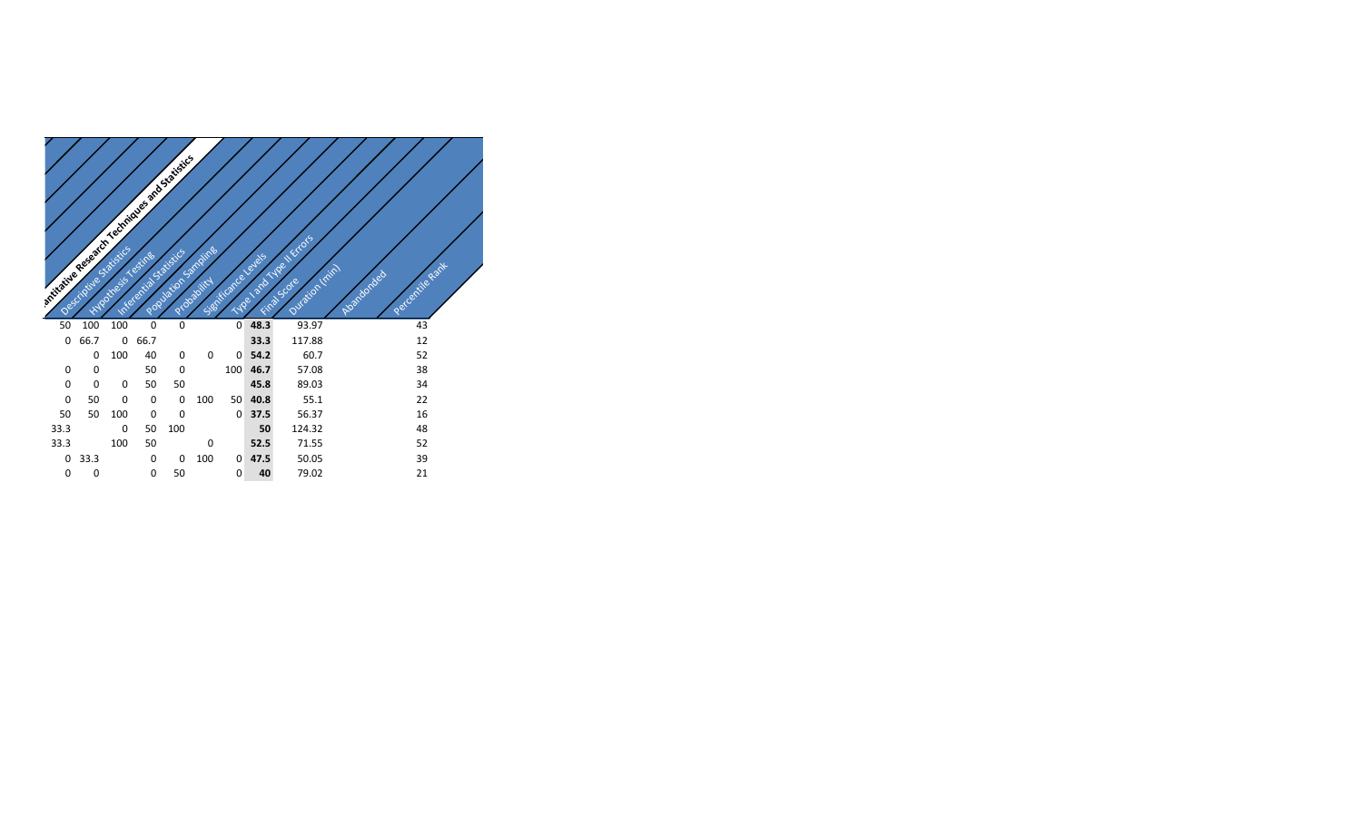| antitative Research Techniques and Statistics | | | | | | | | | | |
| --- | --- | --- | --- | --- | --- | --- | --- | --- | --- | --- |
| Descriptive Statistics | Hypothesis Testing | Inferential Statistics | Population Sampling | Probability | Significance Levels | Type I and Type II Errors | Final Score | Duration (min) | Abandonded | Percentile Rank |
| 50 | 100 | 100 | 0 | 0 | | 0 | **48.3** | 93.97 | | 43 |
| 0 | 66.7 | 0 | 66.7 | | | | **33.3** | 117.88 | | 12 |
| | 0 | 100 | 40 | 0 | 0 | 0 | **54.2** | 60.7 | | 52 |
| 0 | 0 | | 50 | 0 | | 100 | **46.7** | 57.08 | | 38 |
| 0 | 0 | 0 | 50 | 50 | | | **45.8** | 89.03 | | 34 |
| 0 | 50 | 0 | 0 | 0 | 100 | 50 | **40.8** | 55.1 | | 22 |
| 50 | 50 | 100 | 0 | 0 | | 0 | **37.5** | 56.37 | | 16 |
| 33.3 | | 0 | 50 | 100 | | | **50** | 124.32 | | 48 |
| 33.3 | | 100 | 50 | | 0 | | **52.5** | 71.55 | | 52 |
| 0 | 33.3 | | 0 | 0 | 100 | 0 | **47.5** | 50.05 | | 39 |
| 0 | 0 | | 0 | 50 | | 0 | **40** | 79.02 | | 21 |